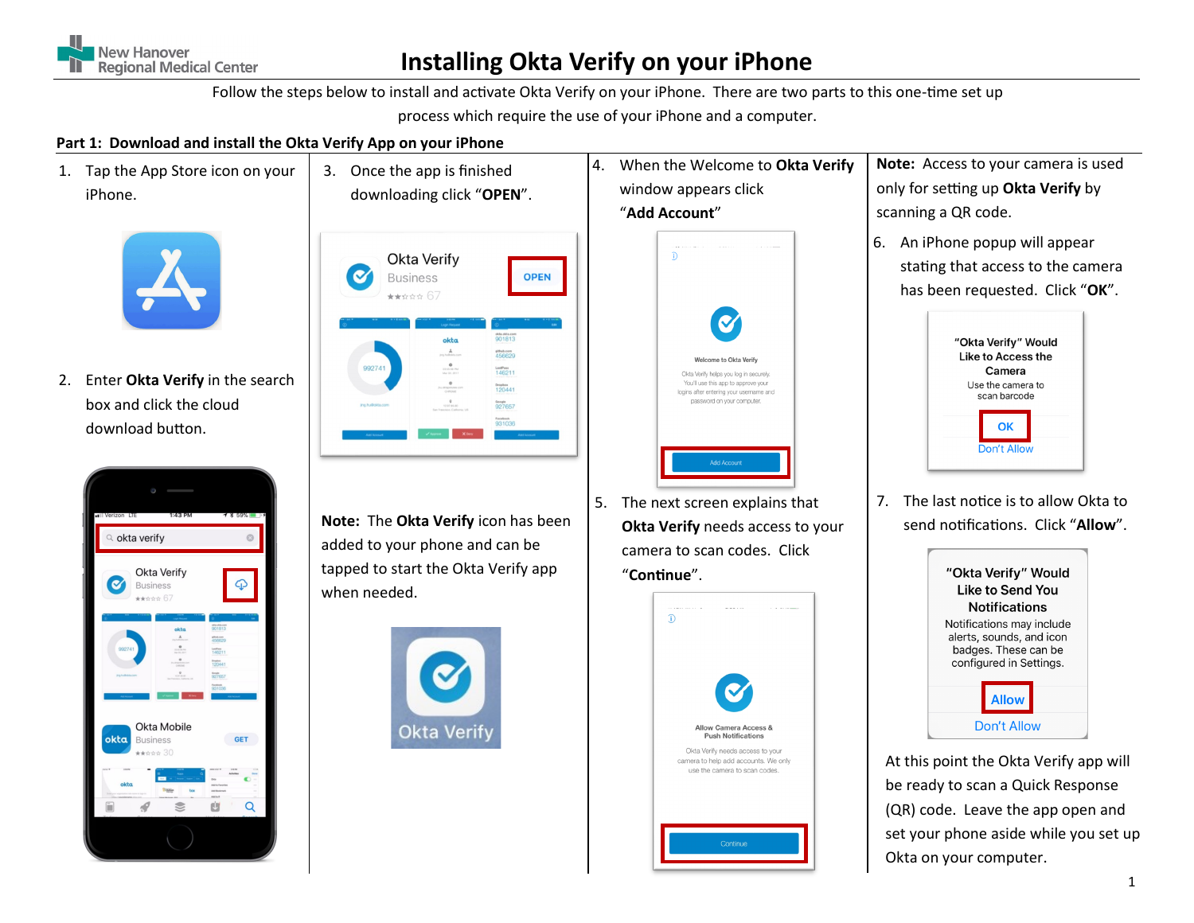New Hanover Regional Medical Center

# Installing Okta Verify on your iPhone

Follow the steps below to install and activate Okta Verify on your iPhone. There are two parts to this one-time set up process which require the use of your iPhone and a computer.

## Part 1: Download and install the Okta Verify App on your iPhone

1. Tap the App Store icon on your iPhone.

2. Enter **Okta Verify** in the search box and click the cloud download button.

3. Once the app is finished downloading click "**OPEN**".

**Note:** The **Okta Verify** icon has been added to your phone and can be tapped to start the Okta Verify app when needed.

4. When the Welcome to **Okta Verify** window appears click "**Add Account**"

5. The next screen explains that **Okta Verify** needs access to your camera to scan codes. Click "**Continue**".

**Note:** Access to your camera is used only for setting up **Okta Verify** by scanning a QR code.

6. An iPhone popup will appear stating that access to the camera has been requested. Click "**OK**".

7. The last notice is to allow Okta to send notifications. Click "**Allow**".

At this point the Okta Verify app will be ready to scan a Quick Response (QR) code. Leave the app open and set your phone aside while you set up Okta on your computer.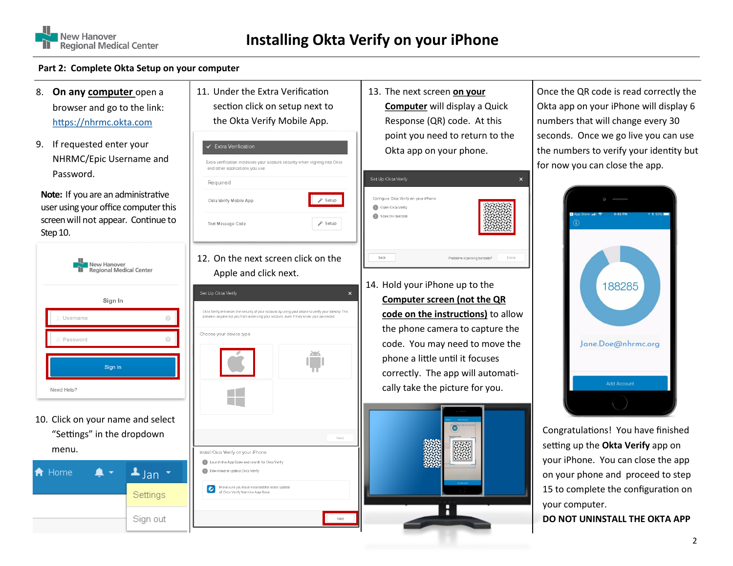# Installing Okta Verify on your iPhone

## Part 2: Complete Okta Setup on your computer

8. **On any computer** open a browser and go to the link: https://nhrmc.okta.com

9. If requested enter your NHRMC/Epic Username and Password.

**Note:** If you are an administrative user using your office computer this screen will not appear. Continue to Step 10.

10. Click on your name and select "Settings" in the dropdown menu.

11. Under the Extra Verification section click on setup next to the Okta Verify Mobile App.

12. On the next screen click on the Apple and click next.

13. The next screen **on your Computer** will display a Quick Response (QR) code. At this point you need to return to the Okta app on your phone.

14. Hold your iPhone up to the **Computer screen (not the QR code on the instructions)** to allow the phone camera to capture the code. You may need to move the phone a little until it focuses correctly. The app will automatically take the picture for you.

Once the QR code is read correctly the Okta app on your iPhone will display 6 numbers that will change every 30 seconds. Once we go live you can use the numbers to verify your identity but for now you can close the app.

Congratulations! You have finished setting up the **Okta Verify** app on your iPhone. You can close the app on your phone and proceed to step 15 to complete the configuration on your computer.

**DO NOT UNINSTALL THE OKTA APP**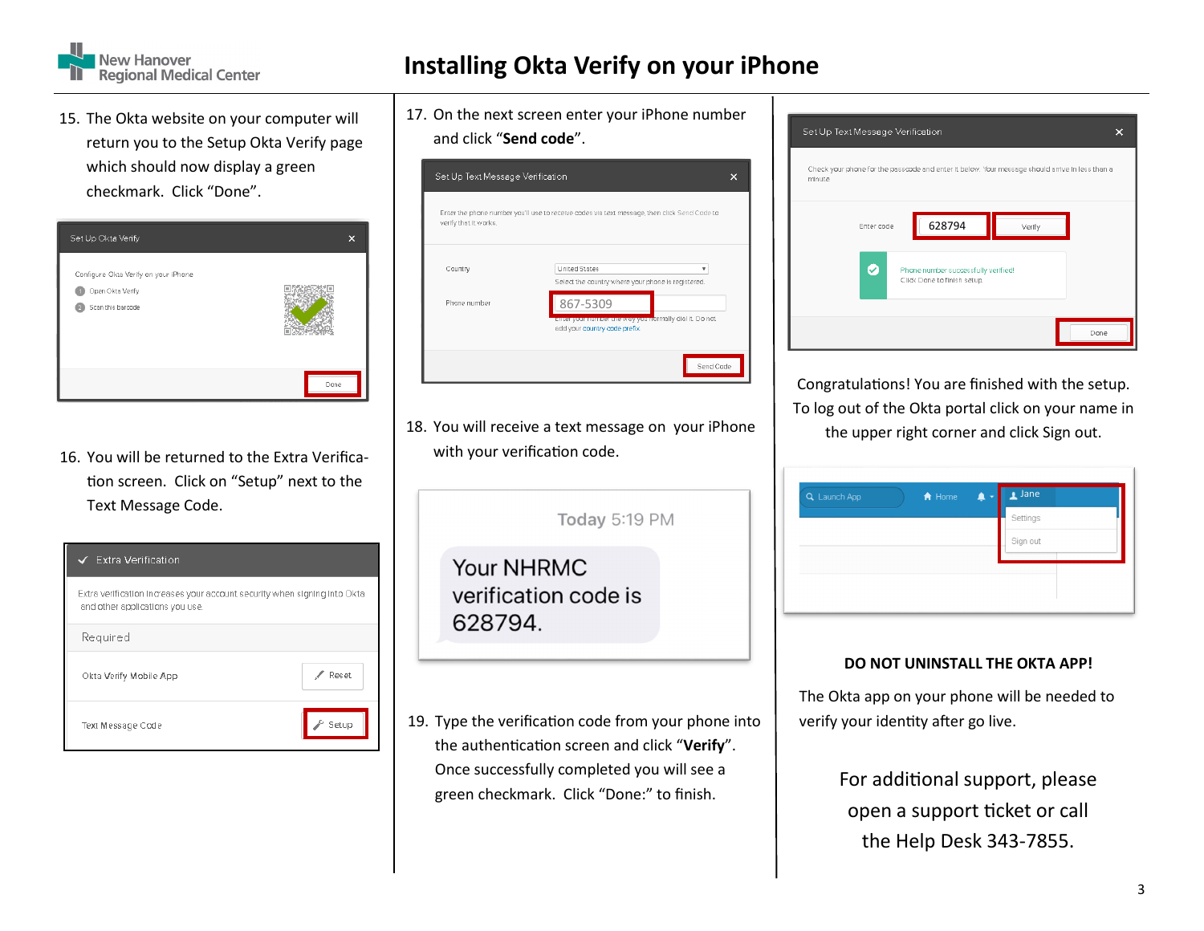# Installing Okta Verify on your iPhone

15. The Okta website on your computer will return you to the Setup Okta Verify page which should now display a green checkmark. Click "Done".

Set Up Okta Verify

Configure Okta Verify on your iPhone

1. Open Okta Verify
2. Scan this barcode

Done

16. You will be returned to the Extra Verification screen. Click on "Setup" next to the Text Message Code.

Extra Verification

Extra verification increases your account security when signing into Okta and other applications you use.

Required

Okta Verify Mobile App — Reset

Text Message Code — Setup

17. On the next screen enter your iPhone number and click "**Send code**".

Set Up Text Message Verification

Enter the phone number you'll use to receive codes via text message, then click Send Code to verify that it works.

Country: United States

Select the country where your phone is registered.

Phone number: 867-5309

Enter your number the way you normally dial it. Do not add your country code prefix.

Send Code

18. You will receive a text message on your iPhone with your verification code.

Today 5:19 PM

Your NHRMC verification code is 628794.

19. Type the verification code from your phone into the authentication screen and click "**Verify**". Once successfully completed you will see a green checkmark. Click "Done:" to finish.

Set Up Text Message Verification

Check your phone for the passcode and enter it below. Your message should arrive in less than a minute.

Enter code: 628794 — Verify

Phone number successfully verified!
Click Done to finish setup.

Done

Congratulations! You are finished with the setup. To log out of the Okta portal click on your name in the upper right corner and click Sign out.

Launch App — Home — Jane

Settings

Sign out

**DO NOT UNINSTALL THE OKTA APP!**

The Okta app on your phone will be needed to verify your identity after go live.

For additional support, please open a support ticket or call the Help Desk 343-7855.